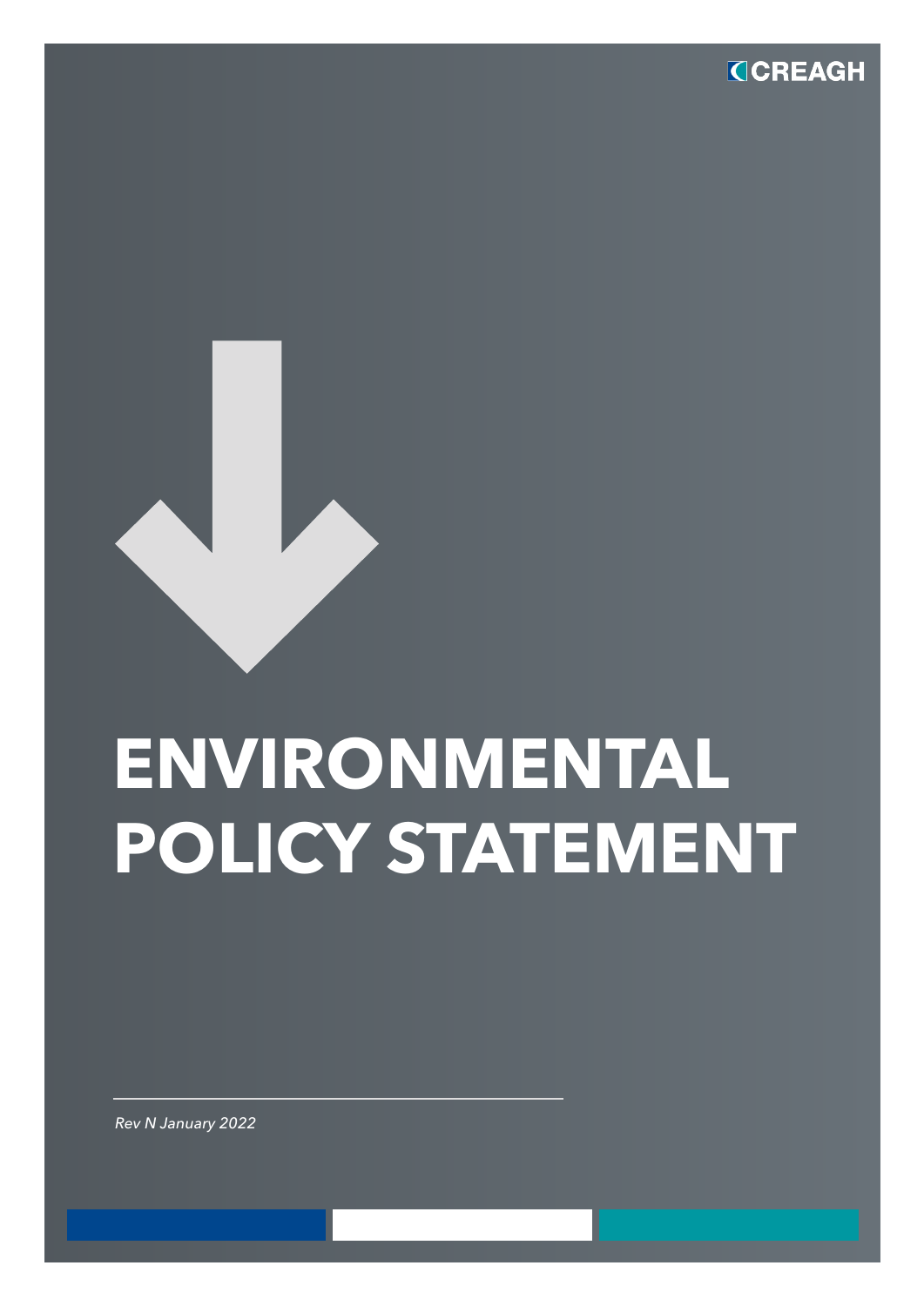CREAGH

# ENVIRONMENTAL POLICY STATEMENT

*Rev N January 2022*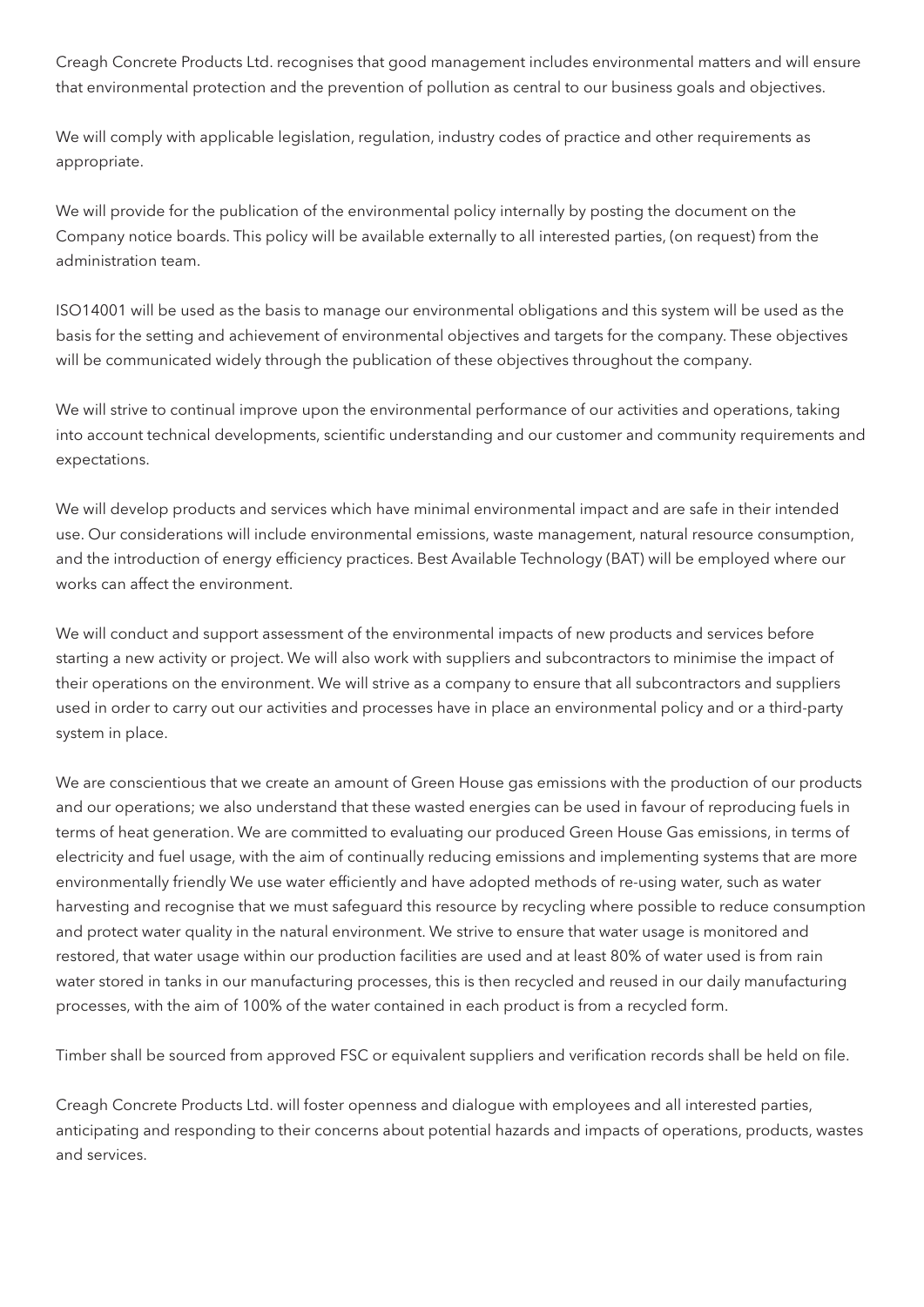Creagh Concrete Products Ltd. recognises that good management includes environmental matters and will ensure that environmental protection and the prevention of pollution as central to our business goals and objectives.

We will comply with applicable legislation, regulation, industry codes of practice and other requirements as appropriate.

We will provide for the publication of the environmental policy internally by posting the document on the Company notice boards. This policy will be available externally to all interested parties, (on request) from the administration team.

ISO14001 will be used as the basis to manage our environmental obligations and this system will be used as the basis for the setting and achievement of environmental objectives and targets for the company. These objectives will be communicated widely through the publication of these objectives throughout the company.

We will strive to continual improve upon the environmental performance of our activities and operations, taking into account technical developments, scientific understanding and our customer and community requirements and expectations.

We will develop products and services which have minimal environmental impact and are safe in their intended use. Our considerations will include environmental emissions, waste management, natural resource consumption, and the introduction of energy efficiency practices. Best Available Technology (BAT) will be employed where our works can affect the environment.

We will conduct and support assessment of the environmental impacts of new products and services before starting a new activity or project. We will also work with suppliers and subcontractors to minimise the impact of their operations on the environment. We will strive as a company to ensure that all subcontractors and suppliers used in order to carry out our activities and processes have in place an environmental policy and or a third-party system in place.

We are conscientious that we create an amount of Green House gas emissions with the production of our products and our operations; we also understand that these wasted energies can be used in favour of reproducing fuels in terms of heat generation. We are committed to evaluating our produced Green House Gas emissions, in terms of electricity and fuel usage, with the aim of continually reducing emissions and implementing systems that are more environmentally friendly We use water efficiently and have adopted methods of re-using water, such as water harvesting and recognise that we must safeguard this resource by recycling where possible to reduce consumption and protect water quality in the natural environment. We strive to ensure that water usage is monitored and restored, that water usage within our production facilities are used and at least 80% of water used is from rain water stored in tanks in our manufacturing processes, this is then recycled and reused in our daily manufacturing processes, with the aim of 100% of the water contained in each product is from a recycled form.

Timber shall be sourced from approved FSC or equivalent suppliers and verification records shall be held on file.

Creagh Concrete Products Ltd. will foster openness and dialogue with employees and all interested parties, anticipating and responding to their concerns about potential hazards and impacts of operations, products, wastes and services.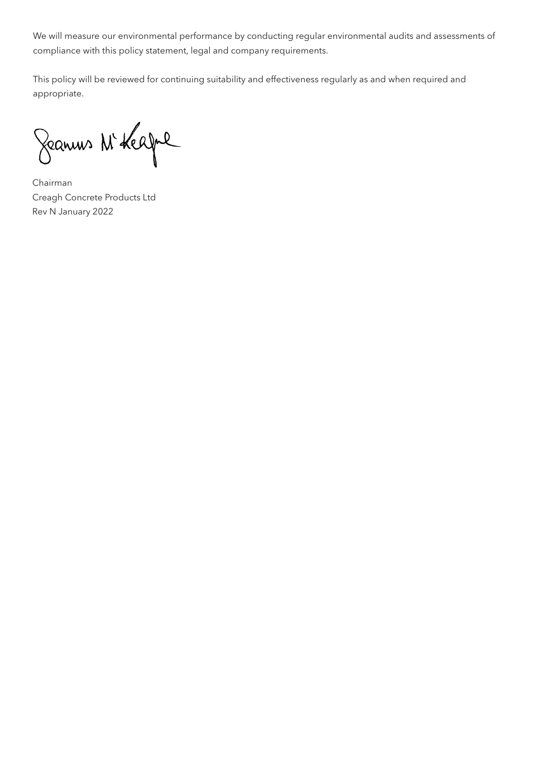We will measure our environmental performance by conducting regular environmental audits and assessments of compliance with this policy statement, legal and company requirements.

This policy will be reviewed for continuing suitability and effectiveness regularly as and when required and appropriate.

Chairman
Creagh Concrete Products Ltd
Rev N January 2022